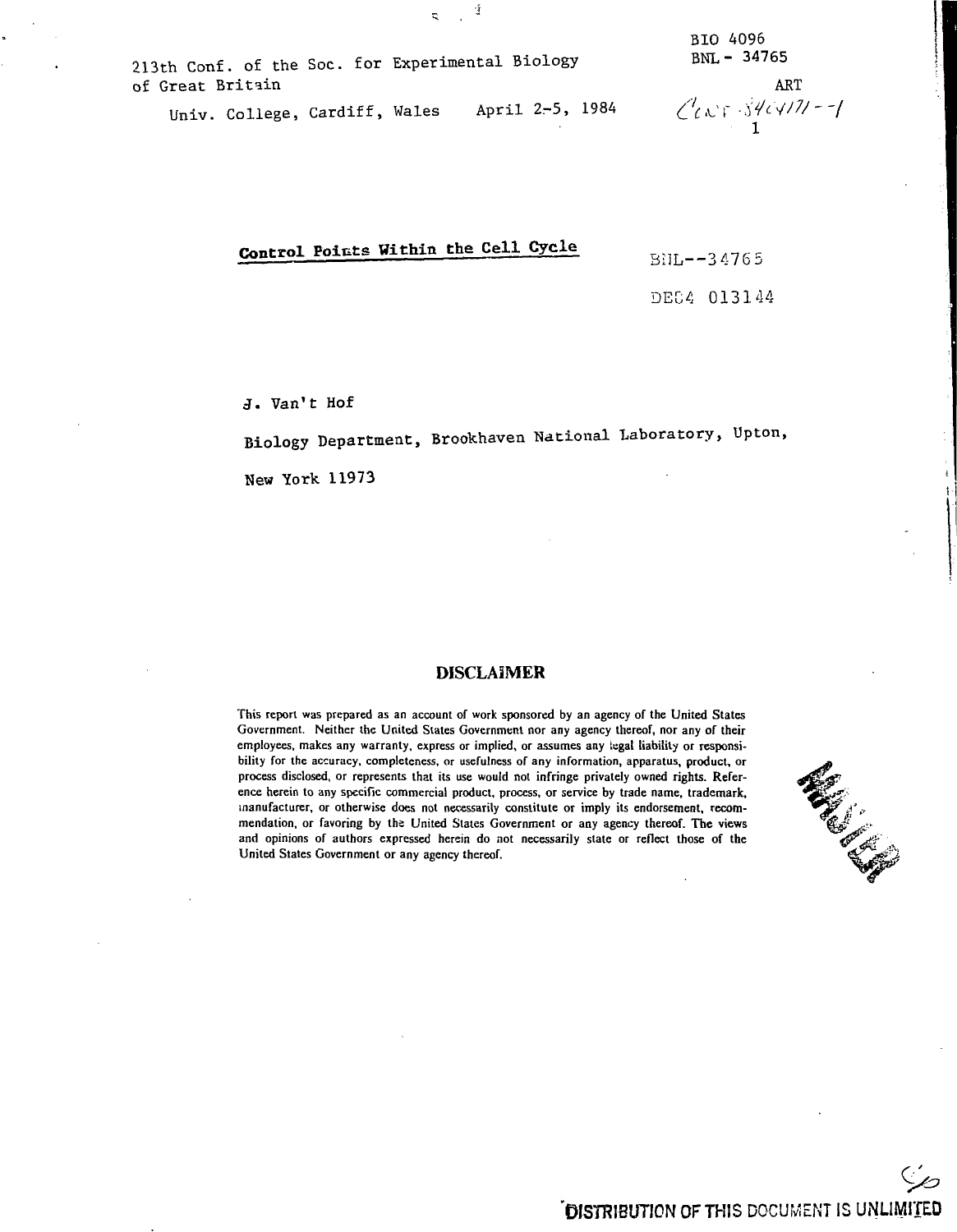213th Conf. of the Soc. for Experimental Biology of Great Britain

Univ. College, Cardiff, Wales April 2-5, 1984

BIO 4096
BNL - 34765
ART
CONF-840471--1

# Control Points Within the Cell Cycle

BNL--34765

DE84 013144

J. Van't Hof

Biology Department, Brookhaven National Laboratory, Upton, New York 11973

## DISCLAIMER

This report was prepared as an account of work sponsored by an agency of the United States Government. Neither the United States Government nor any agency thereof, nor any of their employees, makes any warranty, express or implied, or assumes any legal liability or responsibility for the accuracy, completeness, or usefulness of any information, apparatus, product, or process disclosed, or represents that its use would not infringe privately owned rights. Reference herein to any specific commercial product, process, or service by trade name, trademark, manufacturer, or otherwise does not necessarily constitute or imply its endorsement, recommendation, or favoring by the United States Government or any agency thereof. The views and opinions of authors expressed herein do not necessarily state or reflect those of the United States Government or any agency thereof.

DISTRIBUTION OF THIS DOCUMENT IS UNLIMITED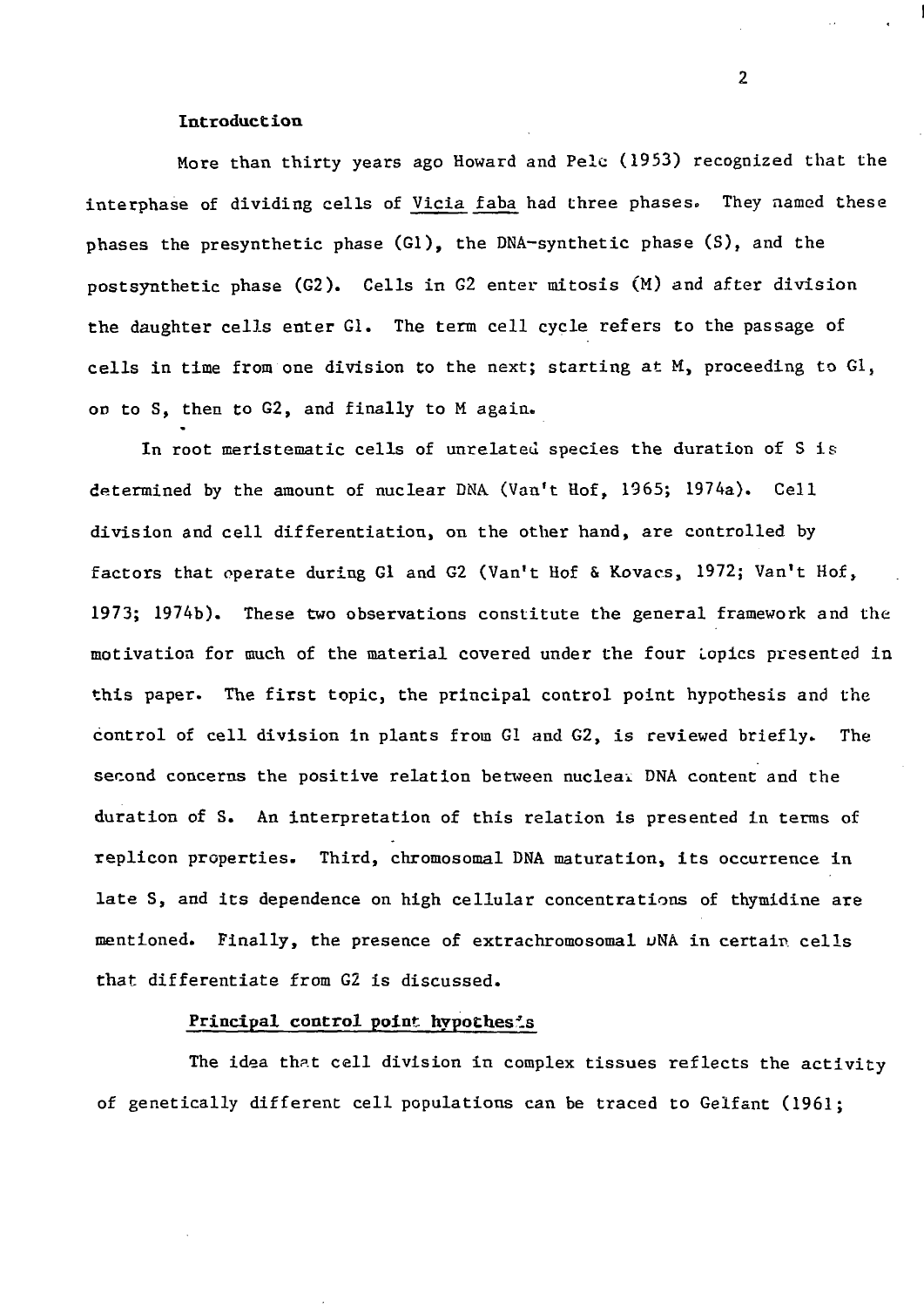## Introduction

More than thirty years ago Howard and Pelc (1953) recognized that the interphase of dividing cells of *Vicia faba* had three phases. They named these phases the presynthetic phase (G1), the DNA-synthetic phase (S), and the postsynthetic phase (G2). Cells in G2 enter mitosis (M) and after division the daughter cells enter G1. The term cell cycle refers to the passage of cells in time from one division to the next; starting at M, proceeding to G1, on to S, then to G2, and finally to M again.

In root meristematic cells of unrelated species the duration of S is determined by the amount of nuclear DNA (Van't Hof, 1965; 1974a). Cell division and cell differentiation, on the other hand, are controlled by factors that operate during G1 and G2 (Van't Hof & Kovacs, 1972; Van't Hof, 1973; 1974b). These two observations constitute the general framework and the motivation for much of the material covered under the four topics presented in this paper. The first topic, the principal control point hypothesis and the control of cell division in plants from G1 and G2, is reviewed briefly. The second concerns the positive relation between nuclear DNA content and the duration of S. An interpretation of this relation is presented in terms of replicon properties. Third, chromosomal DNA maturation, its occurrence in late S, and its dependence on high cellular concentrations of thymidine are mentioned. Finally, the presence of extrachromosomal DNA in certain cells that differentiate from G2 is discussed.

### Principal control point hypothesis

The idea that cell division in complex tissues reflects the activity of genetically different cell populations can be traced to Gelfant (1961;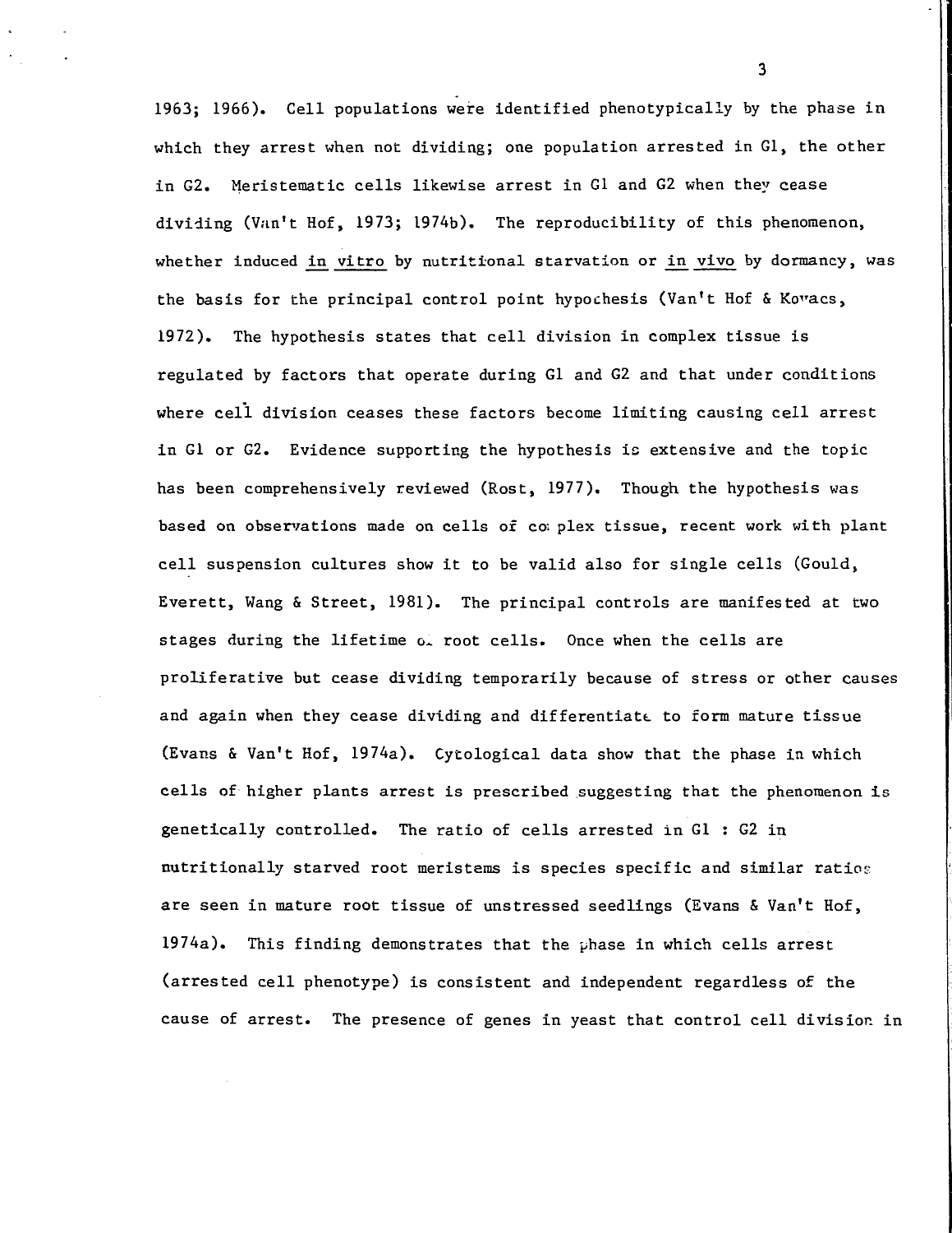1963; 1966). Cell populations were identified phenotypically by the phase in which they arrest when not dividing; one population arrested in G1, the other in G2. Meristematic cells likewise arrest in G1 and G2 when they cease dividing (Van't Hof, 1973; 1974b). The reproducibility of this phenomenon, whether induced *in vitro* by nutritional starvation or *in vivo* by dormancy, was the basis for the principal control point hypothesis (Van't Hof & Kovacs, 1972). The hypothesis states that cell division in complex tissue is regulated by factors that operate during G1 and G2 and that under conditions where cell division ceases these factors become limiting causing cell arrest in G1 or G2. Evidence supporting the hypothesis is extensive and the topic has been comprehensively reviewed (Rost, 1977). Though the hypothesis was based on observations made on cells of complex tissue, recent work with plant cell suspension cultures show it to be valid also for single cells (Gould, Everett, Wang & Street, 1981). The principal controls are manifested at two stages during the lifetime of root cells. Once when the cells are proliferative but cease dividing temporarily because of stress or other causes and again when they cease dividing and differentiate to form mature tissue (Evans & Van't Hof, 1974a). Cytological data show that the phase in which cells of higher plants arrest is prescribed suggesting that the phenomenon is genetically controlled. The ratio of cells arrested in G1 : G2 in nutritionally starved root meristems is species specific and similar ratios are seen in mature root tissue of unstressed seedlings (Evans & Van't Hof, 1974a). This finding demonstrates that the phase in which cells arrest (arrested cell phenotype) is consistent and independent regardless of the cause of arrest. The presence of genes in yeast that control cell division in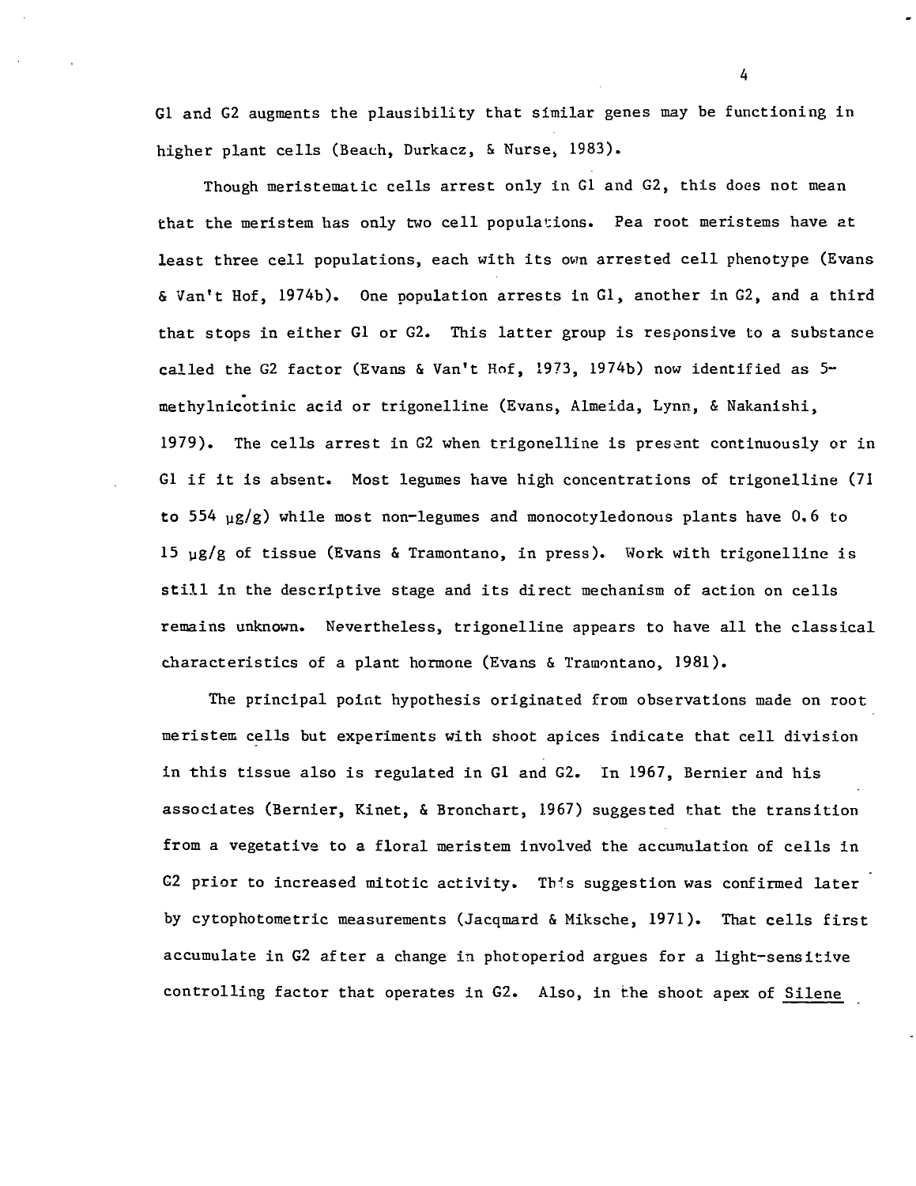G1 and G2 augments the plausibility that similar genes may be functioning in higher plant cells (Beach, Durkacz, & Nurse, 1983).

Though meristematic cells arrest only in G1 and G2, this does not mean that the meristem has only two cell populations. Pea root meristems have at least three cell populations, each with its own arrested cell phenotype (Evans & Van't Hof, 1974b). One population arrests in G1, another in G2, and a third that stops in either G1 or G2. This latter group is responsive to a substance called the G2 factor (Evans & Van't Hof, 1973, 1974b) now identified as 5-methylnicotinic acid or trigonelline (Evans, Almeida, Lynn, & Nakanishi, 1979). The cells arrest in G2 when trigonelline is present continuously or in G1 if it is absent. Most legumes have high concentrations of trigonelline (71 to 554 μg/g) while most non-legumes and monocotyledonous plants have 0.6 to 15 μg/g of tissue (Evans & Tramontano, in press). Work with trigonelline is still in the descriptive stage and its direct mechanism of action on cells remains unknown. Nevertheless, trigonelline appears to have all the classical characteristics of a plant hormone (Evans & Tramontano, 1981).

The principal point hypothesis originated from observations made on root meristem cells but experiments with shoot apices indicate that cell division in this tissue also is regulated in G1 and G2. In 1967, Bernier and his associates (Bernier, Kinet, & Bronchart, 1967) suggested that the transition from a vegetative to a floral meristem involved the accumulation of cells in G2 prior to increased mitotic activity. This suggestion was confirmed later by cytophotometric measurements (Jacqmard & Miksche, 1971). That cells first accumulate in G2 after a change in photoperiod argues for a light-sensitive controlling factor that operates in G2. Also, in the shoot apex of Silene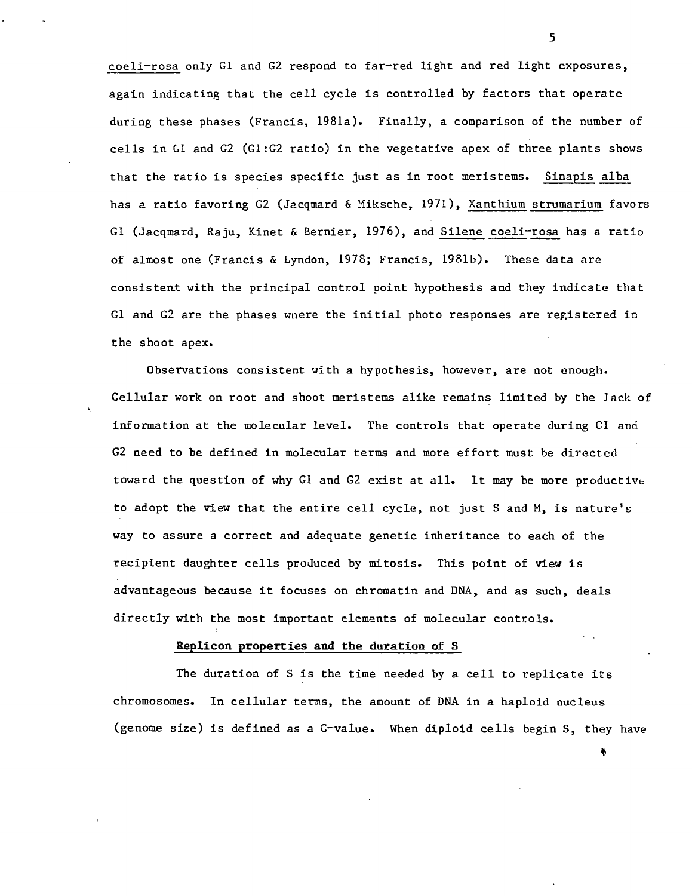coeli-rosa only G1 and G2 respond to far-red light and red light exposures, again indicating that the cell cycle is controlled by factors that operate during these phases (Francis, 1981a). Finally, a comparison of the number of cells in G1 and G2 (G1:G2 ratio) in the vegetative apex of three plants shows that the ratio is species specific just as in root meristems. Sinapis alba has a ratio favoring G2 (Jacqmard & Miksche, 1971), Xanthium strumarium favors G1 (Jacqmard, Raju, Kinet & Bernier, 1976), and Silene coeli-rosa has a ratio of almost one (Francis & Lyndon, 1978; Francis, 1981b). These data are consistent with the principal control point hypothesis and they indicate that G1 and G2 are the phases where the initial photo responses are registered in the shoot apex.

Observations consistent with a hypothesis, however, are not enough. Cellular work on root and shoot meristems alike remains limited by the lack of information at the molecular level. The controls that operate during G1 and G2 need to be defined in molecular terms and more effort must be directed toward the question of why G1 and G2 exist at all. It may be more productive to adopt the view that the entire cell cycle, not just S and M, is nature's way to assure a correct and adequate genetic inheritance to each of the recipient daughter cells produced by mitosis. This point of view is advantageous because it focuses on chromatin and DNA, and as such, deals directly with the most important elements of molecular controls.

**Replicon properties and the duration of S**

The duration of S is the time needed by a cell to replicate its chromosomes. In cellular terms, the amount of DNA in a haploid nucleus (genome size) is defined as a C-value. When diploid cells begin S, they have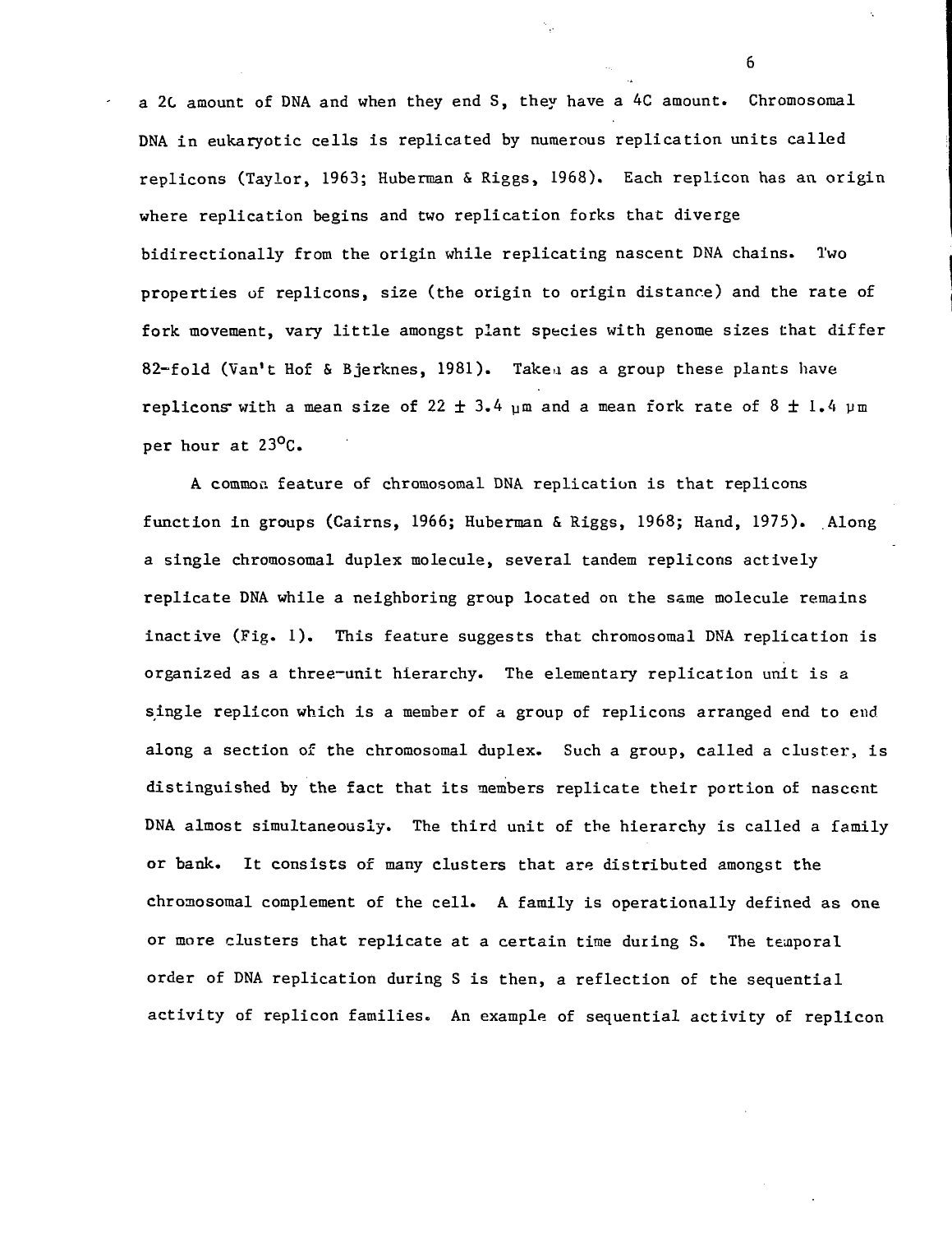a 2C amount of DNA and when they end S, they have a 4C amount. Chromosomal DNA in eukaryotic cells is replicated by numerous replication units called replicons (Taylor, 1963; Huberman & Riggs, 1968). Each replicon has an origin where replication begins and two replication forks that diverge bidirectionally from the origin while replicating nascent DNA chains. Two properties of replicons, size (the origin to origin distance) and the rate of fork movement, vary little amongst plant species with genome sizes that differ 82-fold (Van't Hof & Bjerknes, 1981). Taken as a group these plants have replicons with a mean size of $22 \pm 3.4$ μm and a mean fork rate of $8 \pm 1.4$ μm per hour at 23°C.

A common feature of chromosomal DNA replication is that replicons function in groups (Cairns, 1966; Huberman & Riggs, 1968; Hand, 1975). Along a single chromosomal duplex molecule, several tandem replicons actively replicate DNA while a neighboring group located on the same molecule remains inactive (Fig. 1). This feature suggests that chromosomal DNA replication is organized as a three-unit hierarchy. The elementary replication unit is a single replicon which is a member of a group of replicons arranged end to end along a section of the chromosomal duplex. Such a group, called a cluster, is distinguished by the fact that its members replicate their portion of nascent DNA almost simultaneously. The third unit of the hierarchy is called a family or bank. It consists of many clusters that are distributed amongst the chromosomal complement of the cell. A family is operationally defined as one or more clusters that replicate at a certain time during S. The temporal order of DNA replication during S is then, a reflection of the sequential activity of replicon families. An example of sequential activity of replicon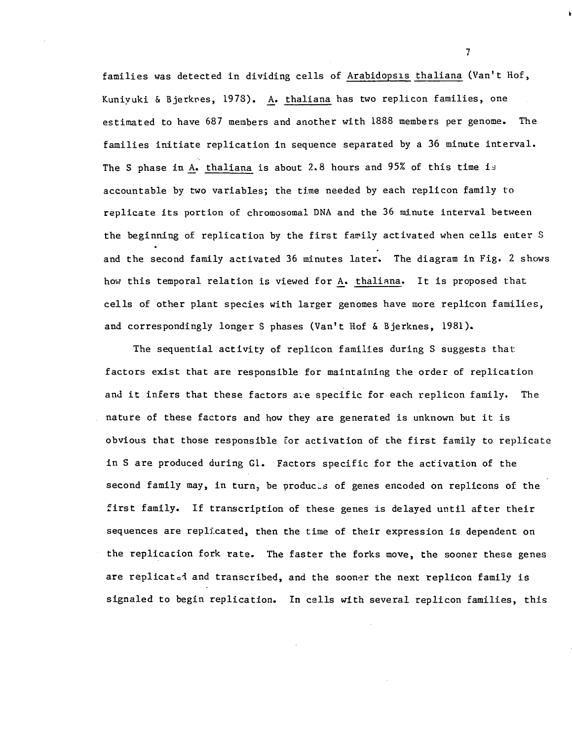families was detected in dividing cells of *Arabidopsis thaliana* (Van't Hof, Kuniyuki & Bjerknes, 1978). *A. thaliana* has two replicon families, one estimated to have 687 members and another with 1888 members per genome. The families initiate replication in sequence separated by a 36 minute interval. The S phase in *A. thaliana* is about 2.8 hours and 95% of this time is accountable by two variables; the time needed by each replicon family to replicate its portion of chromosomal DNA and the 36 minute interval between the beginning of replication by the first family activated when cells enter S and the second family activated 36 minutes later. The diagram in Fig. 2 shows how this temporal relation is viewed for *A. thaliana*. It is proposed that cells of other plant species with larger genomes have more replicon families, and correspondingly longer S phases (Van't Hof & Bjerknes, 1981).

The sequential activity of replicon families during S suggests that factors exist that are responsible for maintaining the order of replication and it infers that these factors are specific for each replicon family. The nature of these factors and how they are generated is unknown but it is obvious that those responsible for activation of the first family to replicate in S are produced during G1. Factors specific for the activation of the second family may, in turn, be products of genes encoded on replicons of the first family. If transcription of these genes is delayed until after their sequences are replicated, then the time of their expression is dependent on the replication fork rate. The faster the forks move, the sooner these genes are replicated and transcribed, and the sooner the next replicon family is signaled to begin replication. In cells with several replicon families, this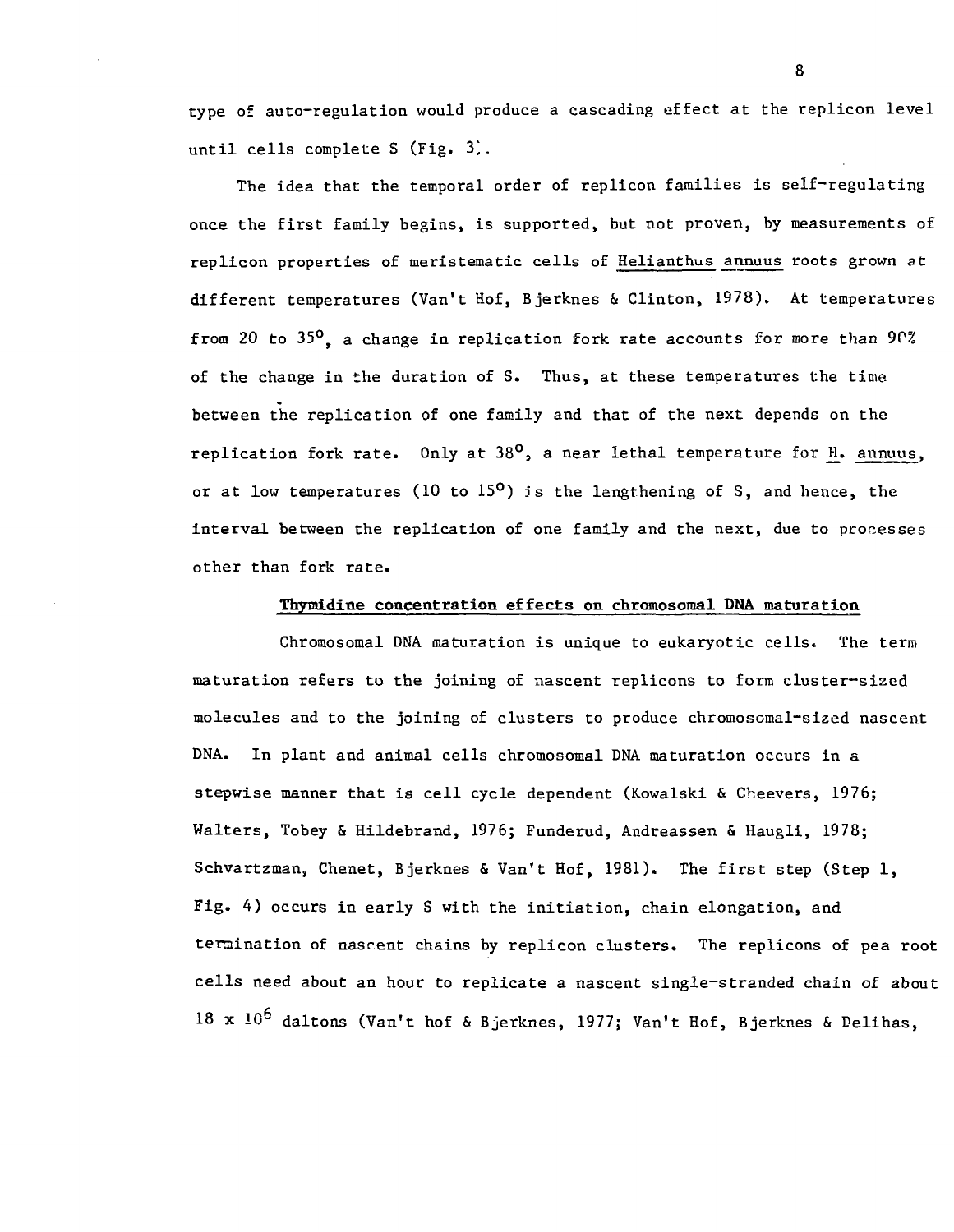type of auto-regulation would produce a cascading effect at the replicon level until cells complete S (Fig. 3).

The idea that the temporal order of replicon families is self-regulating once the first family begins, is supported, but not proven, by measurements of replicon properties of meristematic cells of *Helianthus annuus* roots grown at different temperatures (Van't Hof, Bjerknes & Clinton, 1978). At temperatures from 20 to 35°, a change in replication fork rate accounts for more than 90% of the change in the duration of S. Thus, at these temperatures the time between the replication of one family and that of the next depends on the replication fork rate. Only at 38°, a near lethal temperature for *H. annuus*, or at low temperatures (10 to 15°) is the lengthening of S, and hence, the interval between the replication of one family and the next, due to processes other than fork rate.

## Thymidine concentration effects on chromosomal DNA maturation

Chromosomal DNA maturation is unique to eukaryotic cells. The term maturation refers to the joining of nascent replicons to form cluster-sized molecules and to the joining of clusters to produce chromosomal-sized nascent DNA. In plant and animal cells chromosomal DNA maturation occurs in a stepwise manner that is cell cycle dependent (Kowalski & Cheevers, 1976; Walters, Tobey & Hildebrand, 1976; Funderud, Andreassen & Haugli, 1978; Schvartzman, Chenet, Bjerknes & Van't Hof, 1981). The first step (Step 1, Fig. 4) occurs in early S with the initiation, chain elongation, and termination of nascent chains by replicon clusters. The replicons of pea root cells need about an hour to replicate a nascent single-stranded chain of about $18 \times 10^6$ daltons (Van't hof & Bjerknes, 1977; Van't Hof, Bjerknes & Delihas,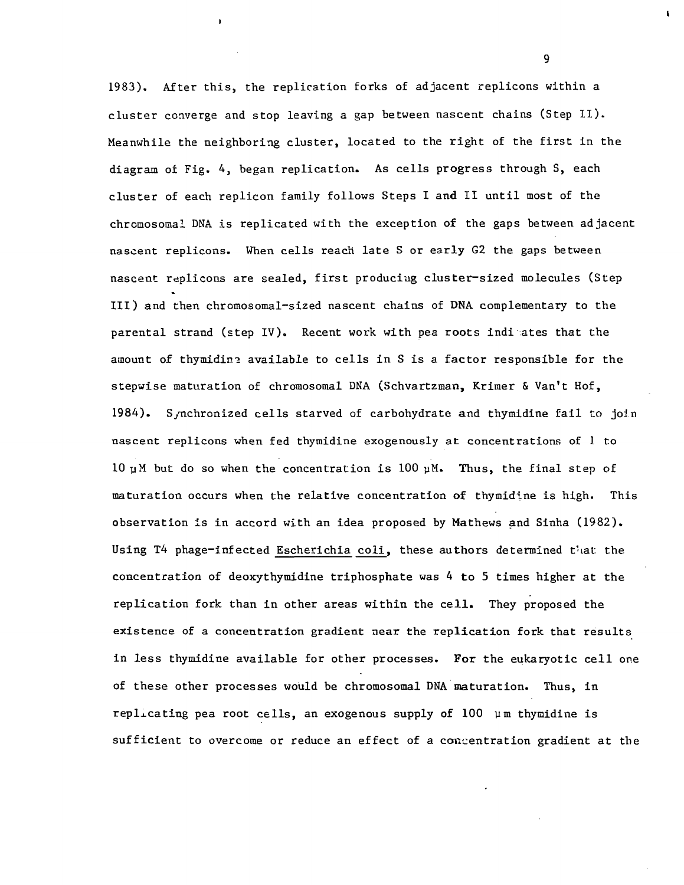1983). After this, the replication forks of adjacent replicons within a cluster converge and stop leaving a gap between nascent chains (Step II). Meanwhile the neighboring cluster, located to the right of the first in the diagram of Fig. 4, began replication. As cells progress through S, each cluster of each replicon family follows Steps I and II until most of the chromosomal DNA is replicated with the exception of the gaps between adjacent nascent replicons. When cells reach late S or early G2 the gaps between nascent replicons are sealed, first producing cluster-sized molecules (Step III) and then chromosomal-sized nascent chains of DNA complementary to the parental strand (step IV). Recent work with pea roots indicates that the amount of thymidine available to cells in S is a factor responsible for the stepwise maturation of chromosomal DNA (Schvartzman, Krimer & Van't Hof, 1984). Synchronized cells starved of carbohydrate and thymidine fail to join nascent replicons when fed thymidine exogenously at concentrations of 1 to 10 μM but do so when the concentration is 100 μM. Thus, the final step of maturation occurs when the relative concentration of thymidine is high. This observation is in accord with an idea proposed by Mathews and Sinha (1982). Using T4 phage-infected Escherichia coli, these authors determined that the concentration of deoxythymidine triphosphate was 4 to 5 times higher at the replication fork than in other areas within the cell. They proposed the existence of a concentration gradient near the replication fork that results in less thymidine available for other processes. For the eukaryotic cell one of these other processes would be chromosomal DNA maturation. Thus, in replicating pea root cells, an exogenous supply of 100 μm thymidine is sufficient to overcome or reduce an effect of a concentration gradient at the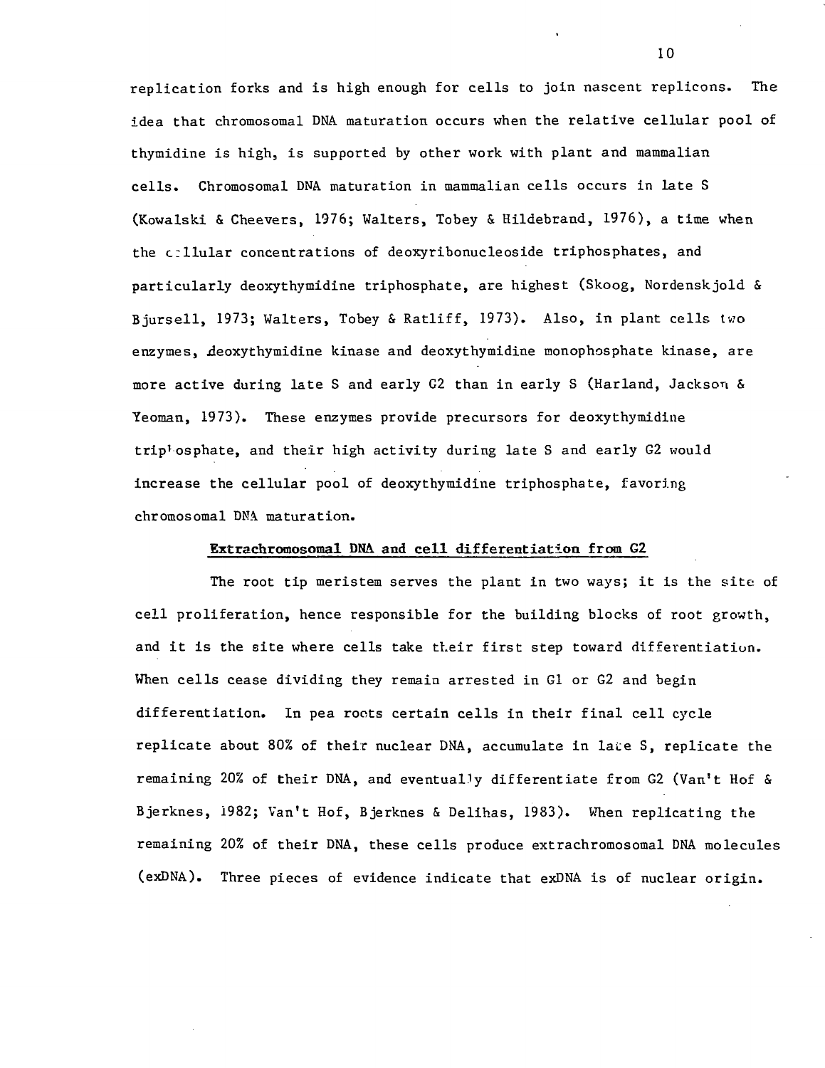replication forks and is high enough for cells to join nascent replicons. The idea that chromosomal DNA maturation occurs when the relative cellular pool of thymidine is high, is supported by other work with plant and mammalian cells. Chromosomal DNA maturation in mammalian cells occurs in late S (Kowalski & Cheevers, 1976; Walters, Tobey & Hildebrand, 1976), a time when the cellular concentrations of deoxyribonucleoside triphosphates, and particularly deoxythymidine triphosphate, are highest (Skoog, Nordenskjold & Bjursell, 1973; Walters, Tobey & Ratliff, 1973). Also, in plant cells two enzymes, deoxythymidine kinase and deoxythymidine monophosphate kinase, are more active during late S and early G2 than in early S (Harland, Jackson & Yeoman, 1973). These enzymes provide precursors for deoxythymidine triphosphate, and their high activity during late S and early G2 would increase the cellular pool of deoxythymidine triphosphate, favoring chromosomal DNA maturation.

## Extrachromosomal DNA and cell differentiation from G2

The root tip meristem serves the plant in two ways; it is the site of cell proliferation, hence responsible for the building blocks of root growth, and it is the site where cells take their first step toward differentiation. When cells cease dividing they remain arrested in G1 or G2 and begin differentiation. In pea roots certain cells in their final cell cycle replicate about 80% of their nuclear DNA, accumulate in late S, replicate the remaining 20% of their DNA, and eventually differentiate from G2 (Van't Hof & Bjerknes, 1982; Van't Hof, Bjerknes & Delihas, 1983). When replicating the remaining 20% of their DNA, these cells produce extrachromosomal DNA molecules (exDNA). Three pieces of evidence indicate that exDNA is of nuclear origin.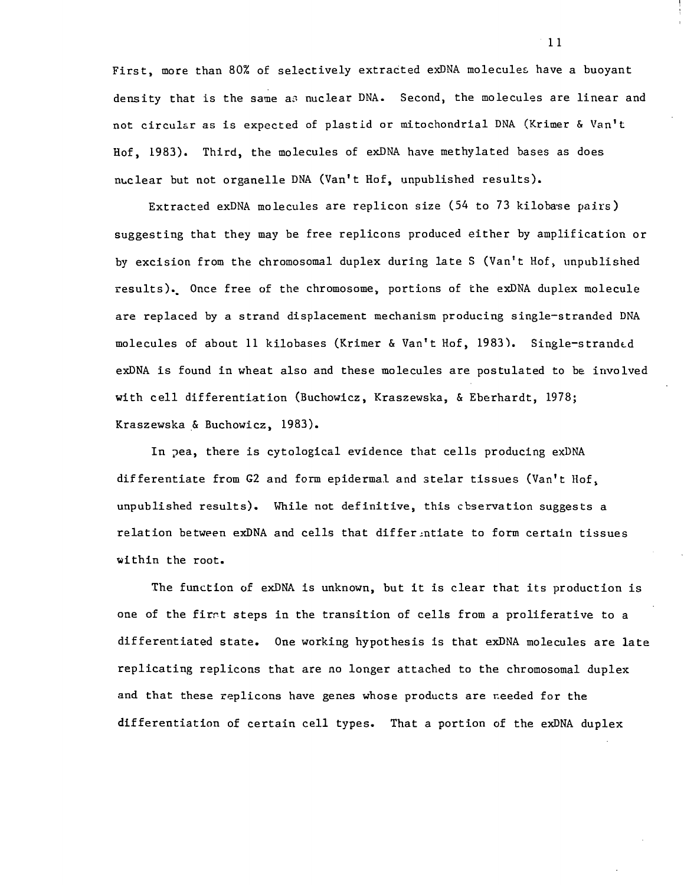First, more than 80% of selectively extracted exDNA molecules have a buoyant density that is the same as nuclear DNA. Second, the molecules are linear and not circular as is expected of plastid or mitochondrial DNA (Krimer & Van't Hof, 1983). Third, the molecules of exDNA have methylated bases as does nuclear but not organelle DNA (Van't Hof, unpublished results).

Extracted exDNA molecules are replicon size (54 to 73 kilobase pairs) suggesting that they may be free replicons produced either by amplification or by excision from the chromosomal duplex during late S (Van't Hof, unpublished results). Once free of the chromosome, portions of the exDNA duplex molecule are replaced by a strand displacement mechanism producing single-stranded DNA molecules of about 11 kilobases (Krimer & Van't Hof, 1983). Single-stranded exDNA is found in wheat also and these molecules are postulated to be involved with cell differentiation (Buchowicz, Kraszewska, & Eberhardt, 1978; Kraszewska & Buchowicz, 1983).

In pea, there is cytological evidence that cells producing exDNA differentiate from G2 and form epidermal and stelar tissues (Van't Hof, unpublished results). While not definitive, this observation suggests a relation between exDNA and cells that differentiate to form certain tissues within the root.

The function of exDNA is unknown, but it is clear that its production is one of the first steps in the transition of cells from a proliferative to a differentiated state. One working hypothesis is that exDNA molecules are late replicating replicons that are no longer attached to the chromosomal duplex and that these replicons have genes whose products are needed for the differentiation of certain cell types. That a portion of the exDNA duplex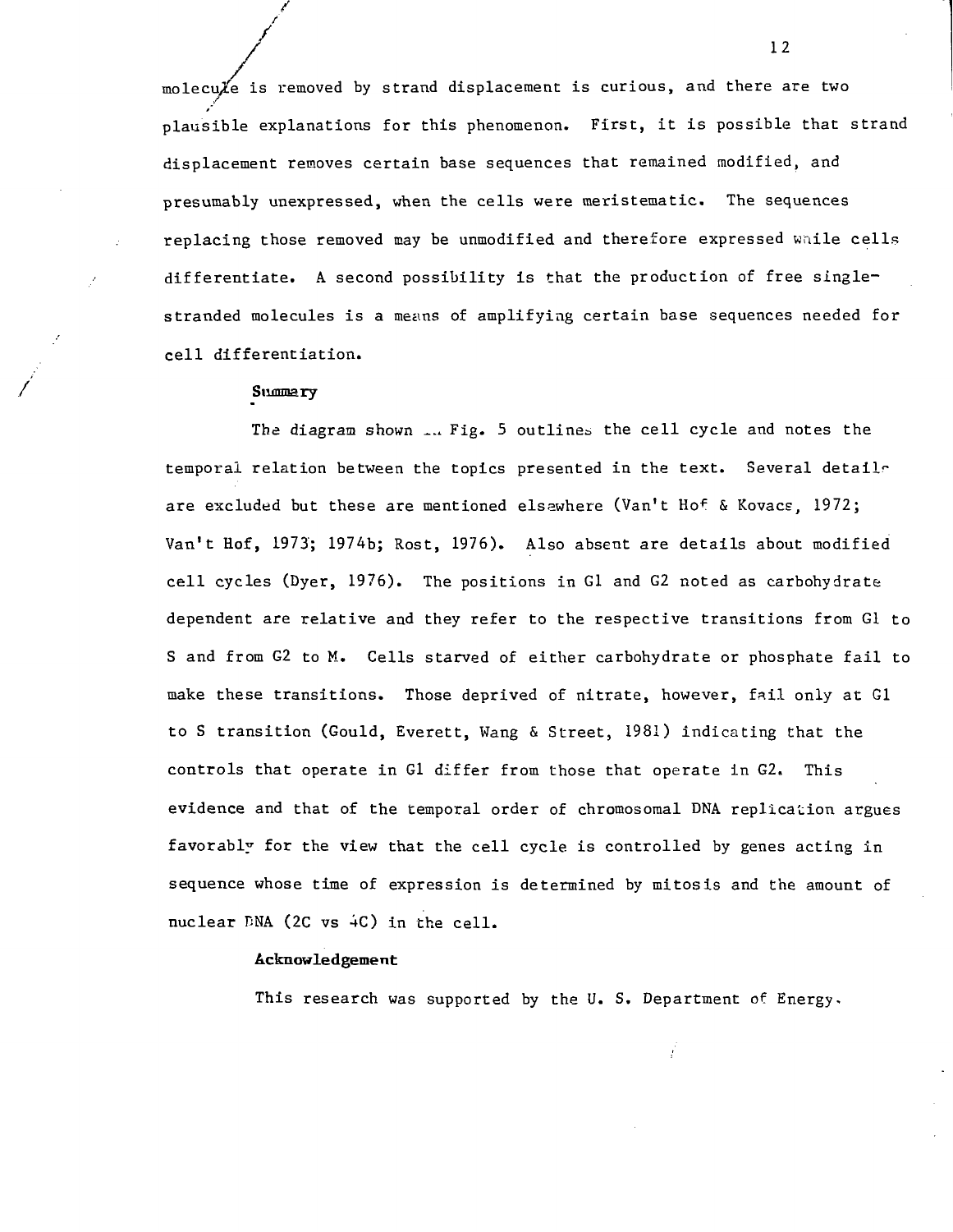molecule is removed by strand displacement is curious, and there are two plausible explanations for this phenomenon. First, it is possible that strand displacement removes certain base sequences that remained modified, and presumably unexpressed, when the cells were meristematic. The sequences replacing those removed may be unmodified and therefore expressed while cells differentiate. A second possibility is that the production of free single-stranded molecules is a means of amplifying certain base sequences needed for cell differentiation.

## Summary

The diagram shown in Fig. 5 outlines the cell cycle and notes the temporal relation between the topics presented in the text. Several details are excluded but these are mentioned elsewhere (Van't Hof & Kovacs, 1972; Van't Hof, 1973; 1974b; Rost, 1976). Also absent are details about modified cell cycles (Dyer, 1976). The positions in G1 and G2 noted as carbohydrate dependent are relative and they refer to the respective transitions from G1 to S and from G2 to M. Cells starved of either carbohydrate or phosphate fail to make these transitions. Those deprived of nitrate, however, fail only at G1 to S transition (Gould, Everett, Wang & Street, 1981) indicating that the controls that operate in G1 differ from those that operate in G2. This evidence and that of the temporal order of chromosomal DNA replication argues favorably for the view that the cell cycle is controlled by genes acting in sequence whose time of expression is determined by mitosis and the amount of nuclear DNA (2C vs 4C) in the cell.

## Acknowledgement

This research was supported by the U. S. Department of Energy.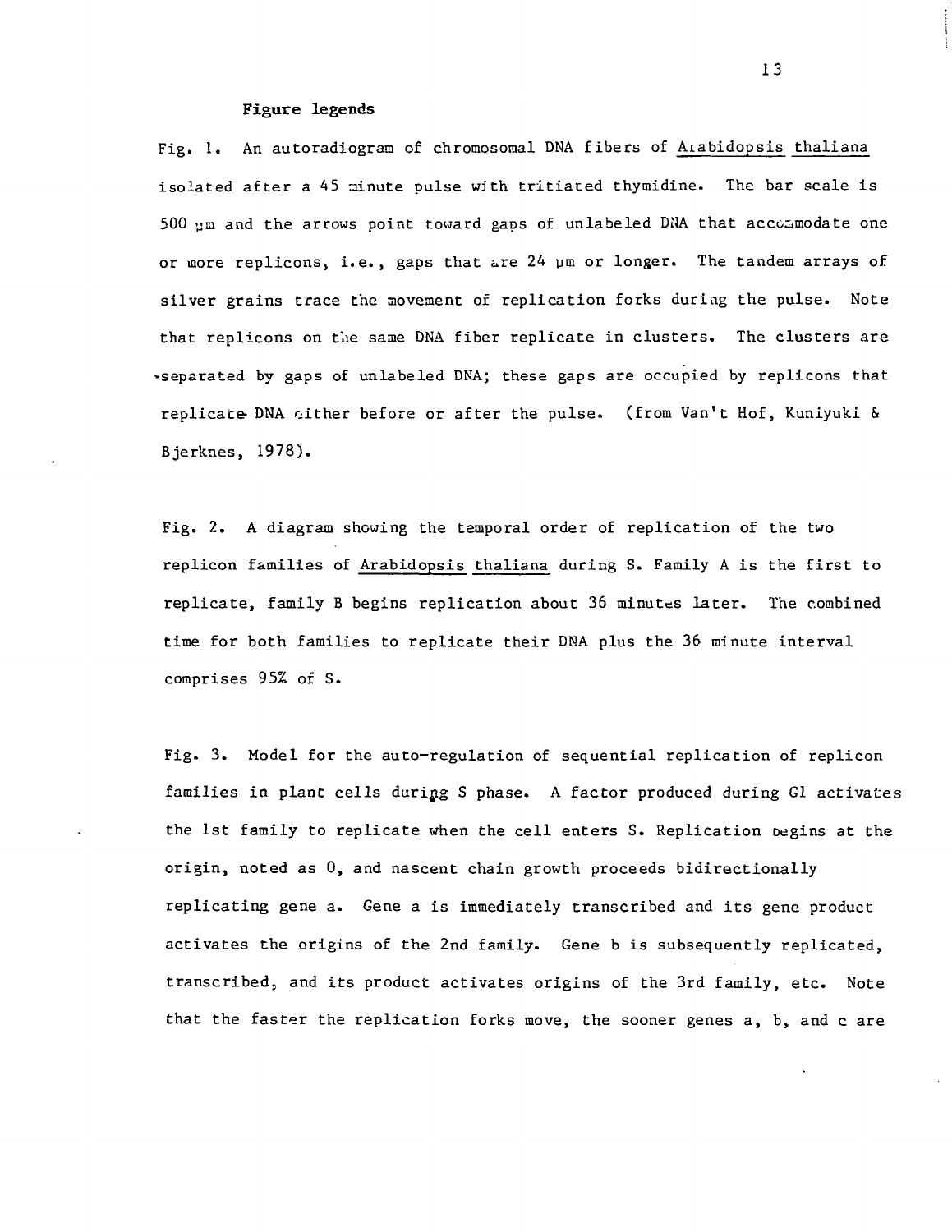**Figure legends**

Fig. 1. An autoradiogram of chromosomal DNA fibers of Arabidopsis thaliana isolated after a 45 minute pulse with tritiated thymidine. The bar scale is 500 μm and the arrows point toward gaps of unlabeled DNA that accommodate one or more replicons, i.e., gaps that are 24 μm or longer. The tandem arrays of silver grains trace the movement of replication forks during the pulse. Note that replicons on the same DNA fiber replicate in clusters. The clusters are separated by gaps of unlabeled DNA; these gaps are occupied by replicons that replicate DNA either before or after the pulse. (from Van't Hof, Kuniyuki & Bjerknes, 1978).

Fig. 2. A diagram showing the temporal order of replication of the two replicon families of Arabidopsis thaliana during S. Family A is the first to replicate, family B begins replication about 36 minutes later. The combined time for both families to replicate their DNA plus the 36 minute interval comprises 95% of S.

Fig. 3. Model for the auto-regulation of sequential replication of replicon families in plant cells during S phase. A factor produced during G1 activates the 1st family to replicate when the cell enters S. Replication begins at the origin, noted as 0, and nascent chain growth proceeds bidirectionally replicating gene a. Gene a is immediately transcribed and its gene product activates the origins of the 2nd family. Gene b is subsequently replicated, transcribed, and its product activates origins of the 3rd family, etc. Note that the faster the replication forks move, the sooner genes a, b, and c are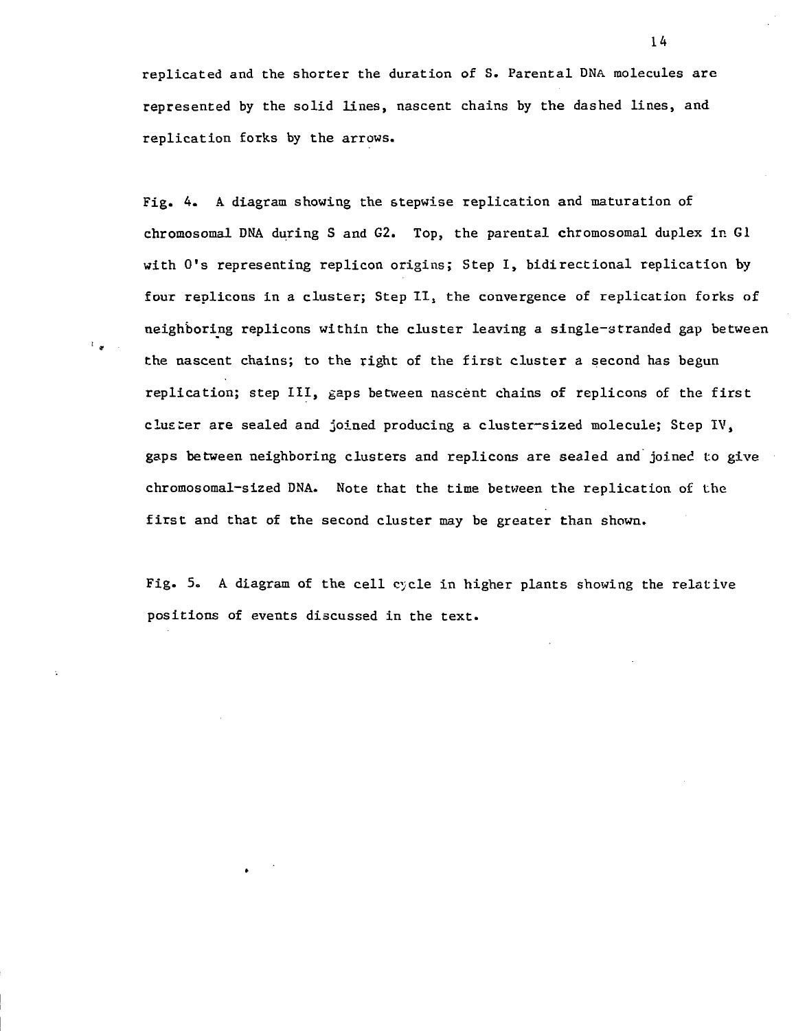replicated and the shorter the duration of S. Parental DNA molecules are represented by the solid lines, nascent chains by the dashed lines, and replication forks by the arrows.

Fig. 4. A diagram showing the stepwise replication and maturation of chromosomal DNA during S and G2. Top, the parental chromosomal duplex in G1 with O's representing replicon origins; Step I, bidirectional replication by four replicons in a cluster; Step II, the convergence of replication forks of neighboring replicons within the cluster leaving a single-stranded gap between the nascent chains; to the right of the first cluster a second has begun replication; step III, gaps between nascent chains of replicons of the first cluster are sealed and joined producing a cluster-sized molecule; Step IV, gaps between neighboring clusters and replicons are sealed and joined to give chromosomal-sized DNA. Note that the time between the replication of the first and that of the second cluster may be greater than shown.

Fig. 5. A diagram of the cell cycle in higher plants showing the relative positions of events discussed in the text.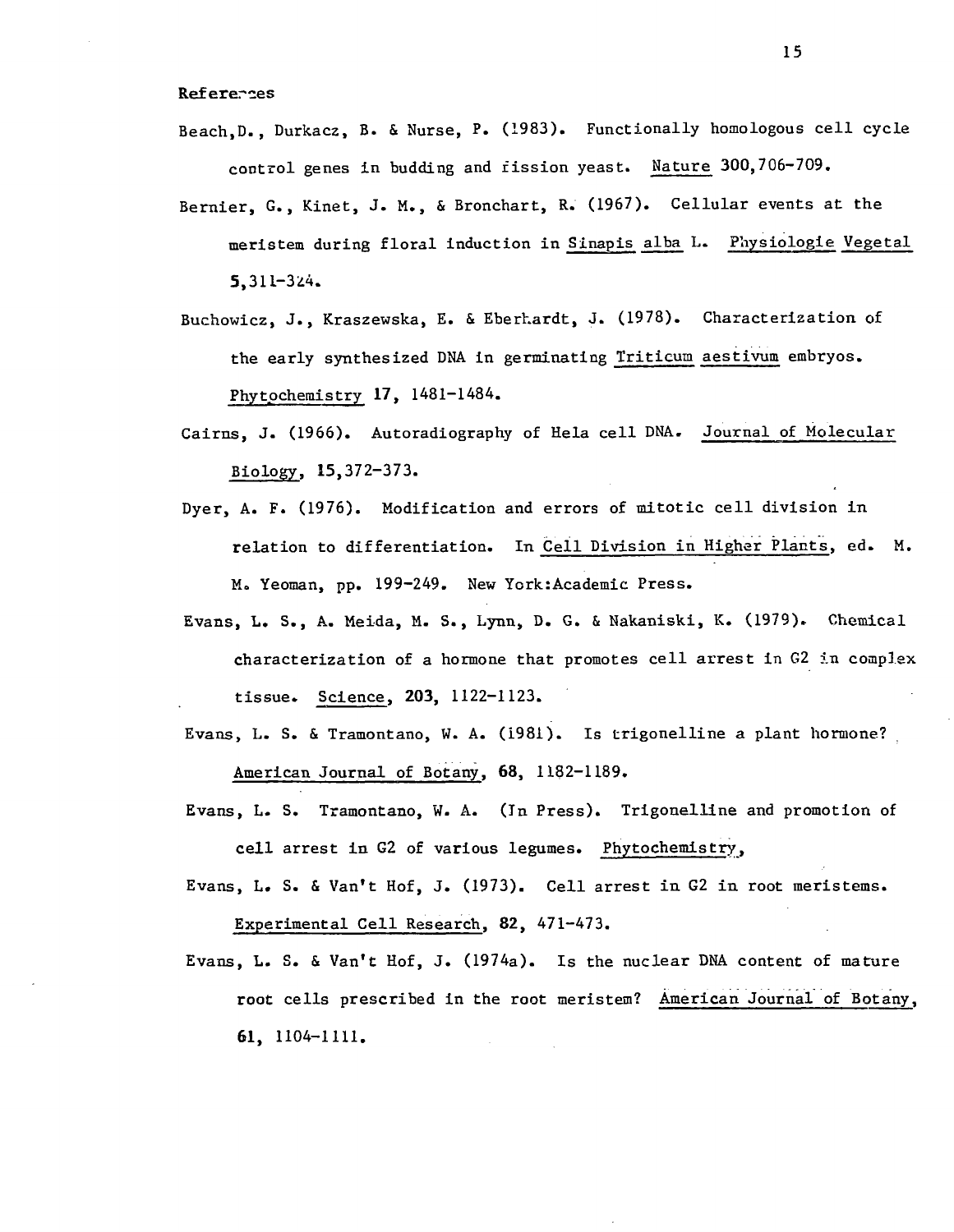References

Beach, D., Durkacz, B. & Nurse, P. (1983). Functionally homologous cell cycle control genes in budding and fission yeast. Nature 300,706-709.

Bernier, G., Kinet, J. M., & Bronchart, R. (1967). Cellular events at the meristem during floral induction in Sinapis alba L. Physiologie Vegetal **5**,311-324.

Buchowicz, J., Kraszewska, E. & Eberhardt, J. (1978). Characterization of the early synthesized DNA in germinating Triticum aestivum embryos. Phytochemistry **17**, 1481-1484.

Cairns, J. (1966). Autoradiography of Hela cell DNA. Journal of Molecular Biology, **15**,372-373.

Dyer, A. F. (1976). Modification and errors of mitotic cell division in relation to differentiation. In Cell Division in Higher Plants, ed. M. M. Yeoman, pp. 199-249. New York:Academic Press.

Evans, L. S., A. Meida, M. S., Lynn, D. G. & Nakaniski, K. (1979). Chemical characterization of a hormone that promotes cell arrest in G2 in complex tissue. Science, **203**, 1122-1123.

Evans, L. S. & Tramontano, W. A. (1981). Is trigonelline a plant hormone? American Journal of Botany, **68**, 1182-1189.

Evans, L. S. Tramontano, W. A. (In Press). Trigonelline and promotion of cell arrest in G2 of various legumes. Phytochemistry,

Evans, L. S. & Van't Hof, J. (1973). Cell arrest in G2 in root meristems. Experimental Cell Research, **82**, 471-473.

Evans, L. S. & Van't Hof, J. (1974a). Is the nuclear DNA content of mature root cells prescribed in the root meristem? American Journal of Botany, **61**, 1104-1111.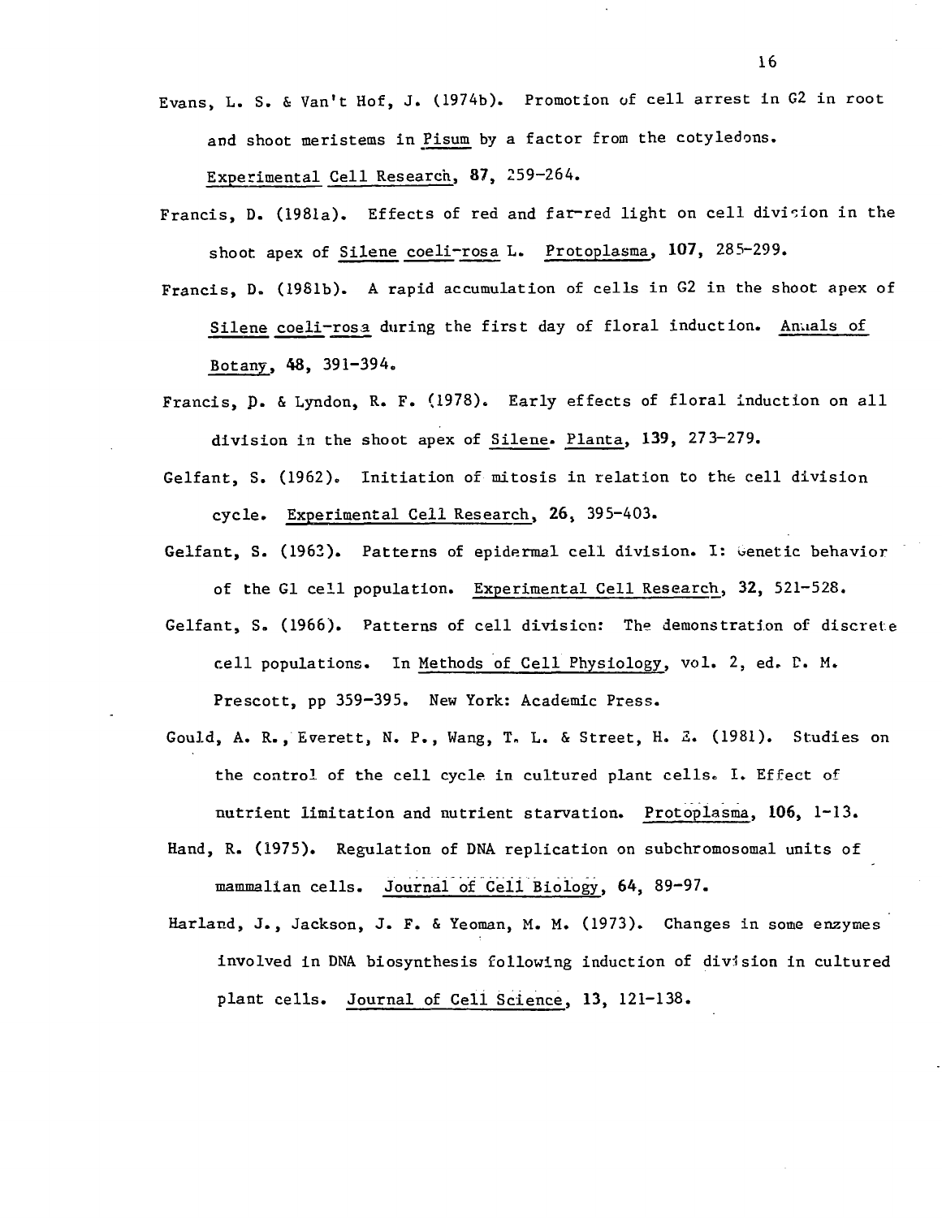Evans, L. S. & Van't Hof, J. (1974b). Promotion of cell arrest in G2 in root and shoot meristems in Pisum by a factor from the cotyledons. Experimental Cell Research, **87**, 259-264.

Francis, D. (1981a). Effects of red and far-red light on cell division in the shoot apex of Silene coeli-rosa L. Protoplasma, **107**, 285-299.

Francis, D. (1981b). A rapid accumulation of cells in G2 in the shoot apex of Silene coeli-rosa during the first day of floral induction. Annals of Botany, **48**, 391-394.

Francis, D. & Lyndon, R. F. (1978). Early effects of floral induction on all division in the shoot apex of Silene. Planta, **139**, 273-279.

Gelfant, S. (1962). Initiation of mitosis in relation to the cell division cycle. Experimental Cell Research, **26**, 395-403.

Gelfant, S. (1963). Patterns of epidermal cell division. I: Genetic behavior of the G1 cell population. Experimental Cell Research, **32**, 521-528.

Gelfant, S. (1966). Patterns of cell division: The demonstration of discrete cell populations. In Methods of Cell Physiology, vol. 2, ed. D. M. Prescott, pp 359-395. New York: Academic Press.

Gould, A. R., Everett, N. P., Wang, T. L. & Street, H. E. (1981). Studies on the control of the cell cycle in cultured plant cells. I. Effect of nutrient limitation and nutrient starvation. Protoplasma, **106**, 1-13.

Hand, R. (1975). Regulation of DNA replication on subchromosomal units of mammalian cells. Journal of Cell Biology, **64**, 89-97.

Harland, J., Jackson, J. F. & Yeoman, M. M. (1973). Changes in some enzymes involved in DNA biosynthesis following induction of division in cultured plant cells. Journal of Cell Science, **13**, 121-138.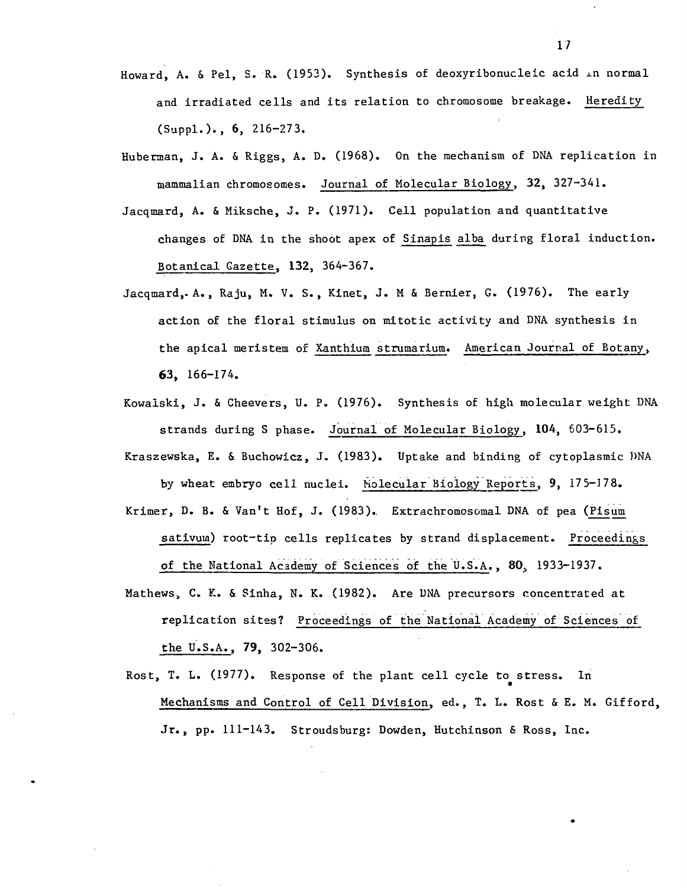Howard, A. & Pel, S. R. (1953). Synthesis of deoxyribonucleic acid in normal and irradiated cells and its relation to chromosome breakage. Heredity (Suppl.)., **6**, 216-273.

Huberman, J. A. & Riggs, A. D. (1968). On the mechanism of DNA replication in mammalian chromosomes. Journal of Molecular Biology, **32**, 327-341.

Jacqmard, A. & Miksche, J. P. (1971). Cell population and quantitative changes of DNA in the shoot apex of Sinapis alba during floral induction. Botanical Gazette, **132**, 364-367.

Jacqmard, A., Raju, M. V. S., Kinet, J. M & Bernier, G. (1976). The early action of the floral stimulus on mitotic activity and DNA synthesis in the apical meristem of Xanthium strumarium. American Journal of Botany, **63**, 166-174.

Kowalski, J. & Cheevers, U. P. (1976). Synthesis of high molecular weight DNA strands during S phase. Journal of Molecular Biology, **104**, 603-615.

Kraszewska, E. & Buchowicz, J. (1983). Uptake and binding of cytoplasmic DNA by wheat embryo cell nuclei. Molecular Biology Reports, **9**, 175-178.

Krimer, D. B. & Van't Hof, J. (1983). Extrachromosomal DNA of pea (Pisum sativum) root-tip cells replicates by strand displacement. Proceedings of the National Academy of Sciences of the U.S.A., **80**, 1933-1937.

Mathews, C. K. & Sinha, N. K. (1982). Are DNA precursors concentrated at replication sites? Proceedings of the National Academy of Sciences of the U.S.A., **79**, 302-306.

Rost, T. L. (1977). Response of the plant cell cycle to stress. In Mechanisms and Control of Cell Division, ed., T. L. Rost & E. M. Gifford, Jr., pp. 111-143. Stroudsburg: Dowden, Hutchinson & Ross, Inc.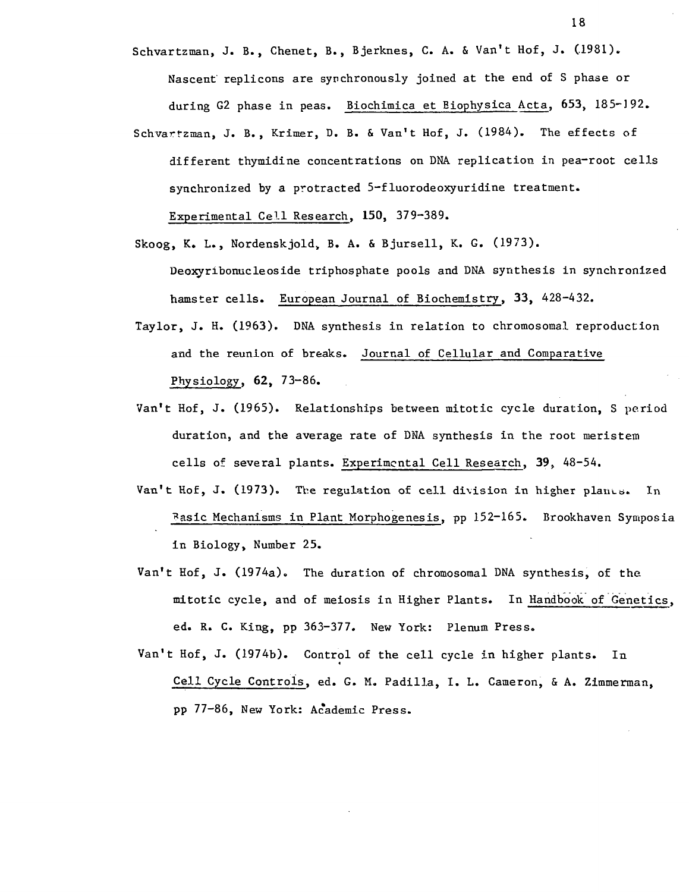Schvartzman, J. B., Chenet, B., Bjerknes, C. A. & Van't Hof, J. (1981). Nascent replicons are synchronously joined at the end of S phase or during G2 phase in peas. Biochimica et Biophysica Acta, 653, 185-192.

Schvartzman, J. B., Krimer, D. B. & Van't Hof, J. (1984). The effects of different thymidine concentrations on DNA replication in pea-root cells synchronized by a protracted 5-fluorodeoxyuridine treatment. Experimental Cell Research, 150, 379-389.

Skoog, K. L., Nordenskjold, B. A. & Bjursell, K. G. (1973). Deoxyribonucleoside triphosphate pools and DNA synthesis in synchronized hamster cells. European Journal of Biochemistry, 33, 428-432.

Taylor, J. H. (1963). DNA synthesis in relation to chromosomal reproduction and the reunion of breaks. Journal of Cellular and Comparative Physiology, 62, 73-86.

Van't Hof, J. (1965). Relationships between mitotic cycle duration, S period duration, and the average rate of DNA synthesis in the root meristem cells of several plants. Experimental Cell Research, 39, 48-54.

Van't Hof, J. (1973). The regulation of cell division in higher plants. In Basic Mechanisms in Plant Morphogenesis, pp 152-165. Brookhaven Symposia in Biology, Number 25.

Van't Hof, J. (1974a). The duration of chromosomal DNA synthesis, of the mitotic cycle, and of meiosis in Higher Plants. In Handbook of Genetics, ed. R. C. King, pp 363-377. New York: Plenum Press.

Van't Hof, J. (1974b). Control of the cell cycle in higher plants. In Cell Cycle Controls, ed. G. M. Padilla, I. L. Cameron, & A. Zimmerman, pp 77-86, New York: Academic Press.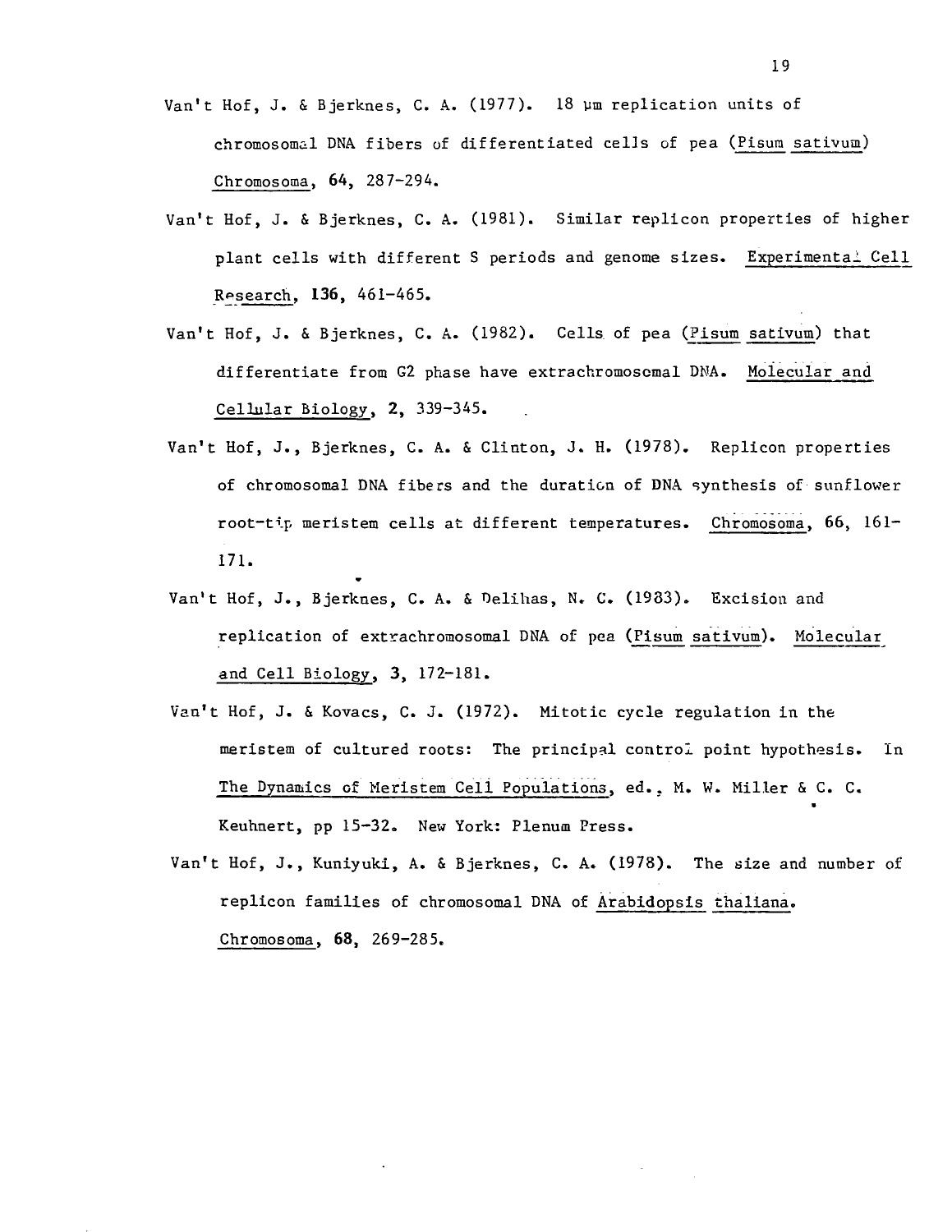Van't Hof, J. & Bjerknes, C. A. (1977). 18 μm replication units of chromosomal DNA fibers of differentiated cells of pea (Pisum sativum) Chromosoma, **64**, 287-294.

Van't Hof, J. & Bjerknes, C. A. (1981). Similar replicon properties of higher plant cells with different S periods and genome sizes. Experimental Cell Research, **136**, 461-465.

Van't Hof, J. & Bjerknes, C. A. (1982). Cells of pea (Pisum sativum) that differentiate from G2 phase have extrachromosomal DNA. Molecular and Cellular Biology, **2**, 339-345.

Van't Hof, J., Bjerknes, C. A. & Clinton, J. H. (1978). Replicon properties of chromosomal DNA fibers and the duration of DNA synthesis of sunflower root-tip meristem cells at different temperatures. Chromosoma, **66**, 161-171.

Van't Hof, J., Bjerknes, C. A. & Delihas, N. C. (1983). Excision and replication of extrachromosomal DNA of pea (Pisum sativum). Molecular and Cell Biology, **3**, 172-181.

Van't Hof, J. & Kovacs, C. J. (1972). Mitotic cycle regulation in the meristem of cultured roots: The principal control point hypothesis. In The Dynamics of Meristem Cell Populations, ed., M. W. Miller & C. C. Keuhnert, pp 15-32. New York: Plenum Press.

Van't Hof, J., Kuniyuki, A. & Bjerknes, C. A. (1978). The size and number of replicon families of chromosomal DNA of Arabidopsis thaliana. Chromosoma, **68**, 269-285.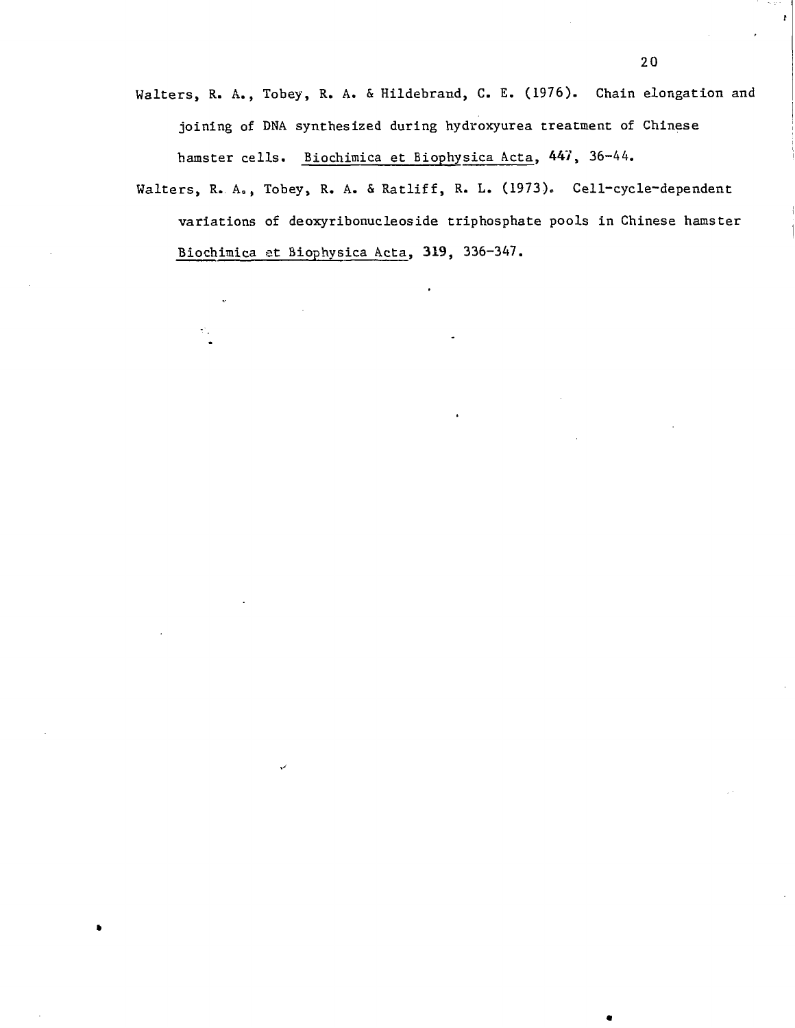Walters, R. A., Tobey, R. A. & Hildebrand, C. E. (1976). Chain elongation and joining of DNA synthesized during hydroxyurea treatment of Chinese hamster cells. Biochimica et Biophysica Acta, 447, 36-44.

Walters, R. A., Tobey, R. A. & Ratliff, R. L. (1973). Cell-cycle-dependent variations of deoxyribonucleoside triphosphate pools in Chinese hamster Biochimica et Biophysica Acta, 319, 336-347.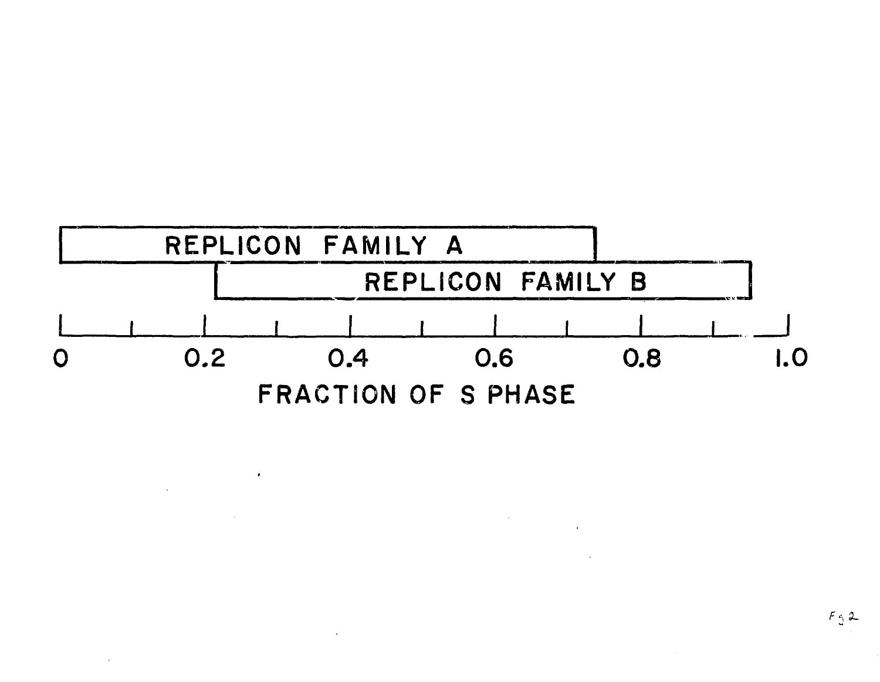REPLICON FAMILY A

REPLICON FAMILY B

0 0.2 0.4 0.6 0.8 1.0

FRACTION OF S PHASE

Fig 2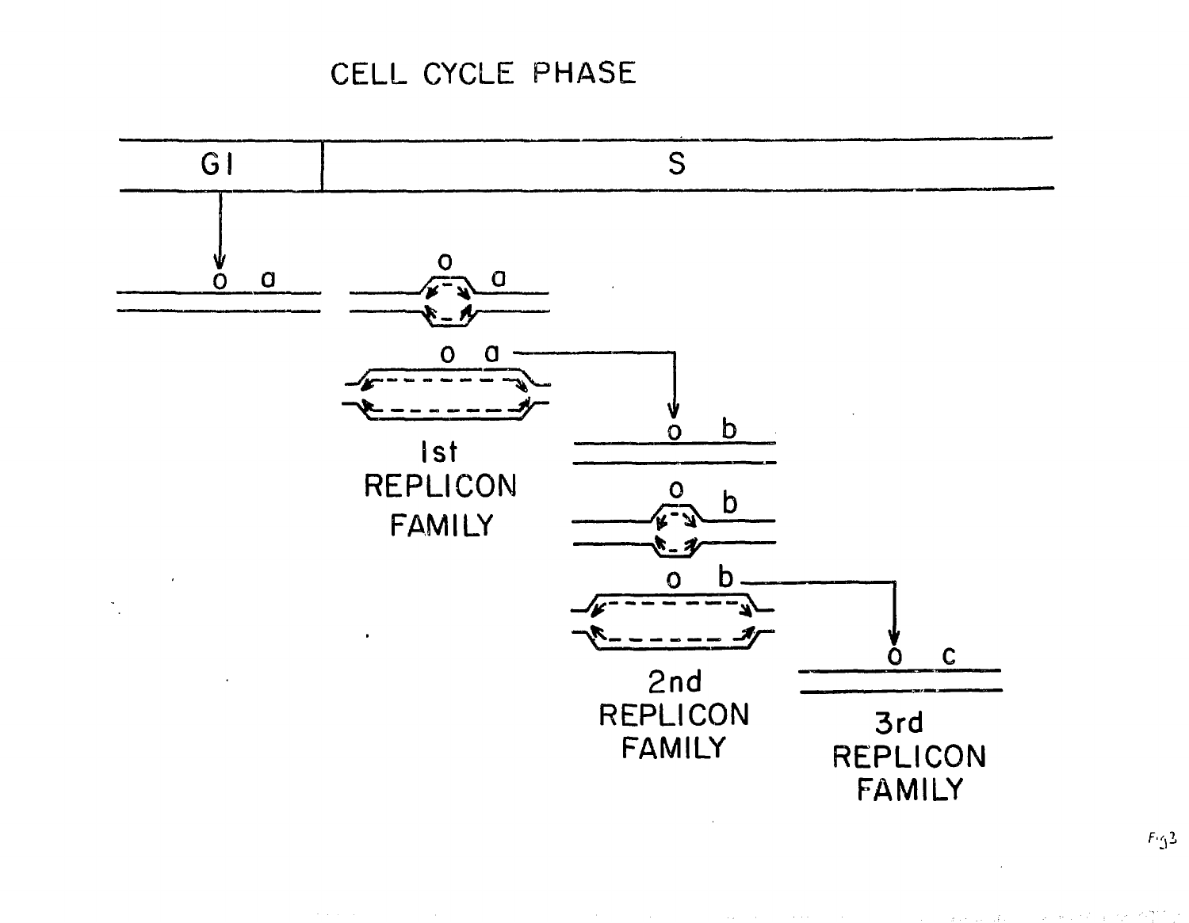CELL CYCLE PHASE

G1

S

o a

o a

o a

o b

1st REPLICON FAMILY

o b

o b

o c

2nd REPLICON FAMILY

3rd REPLICON FAMILY

Fig 3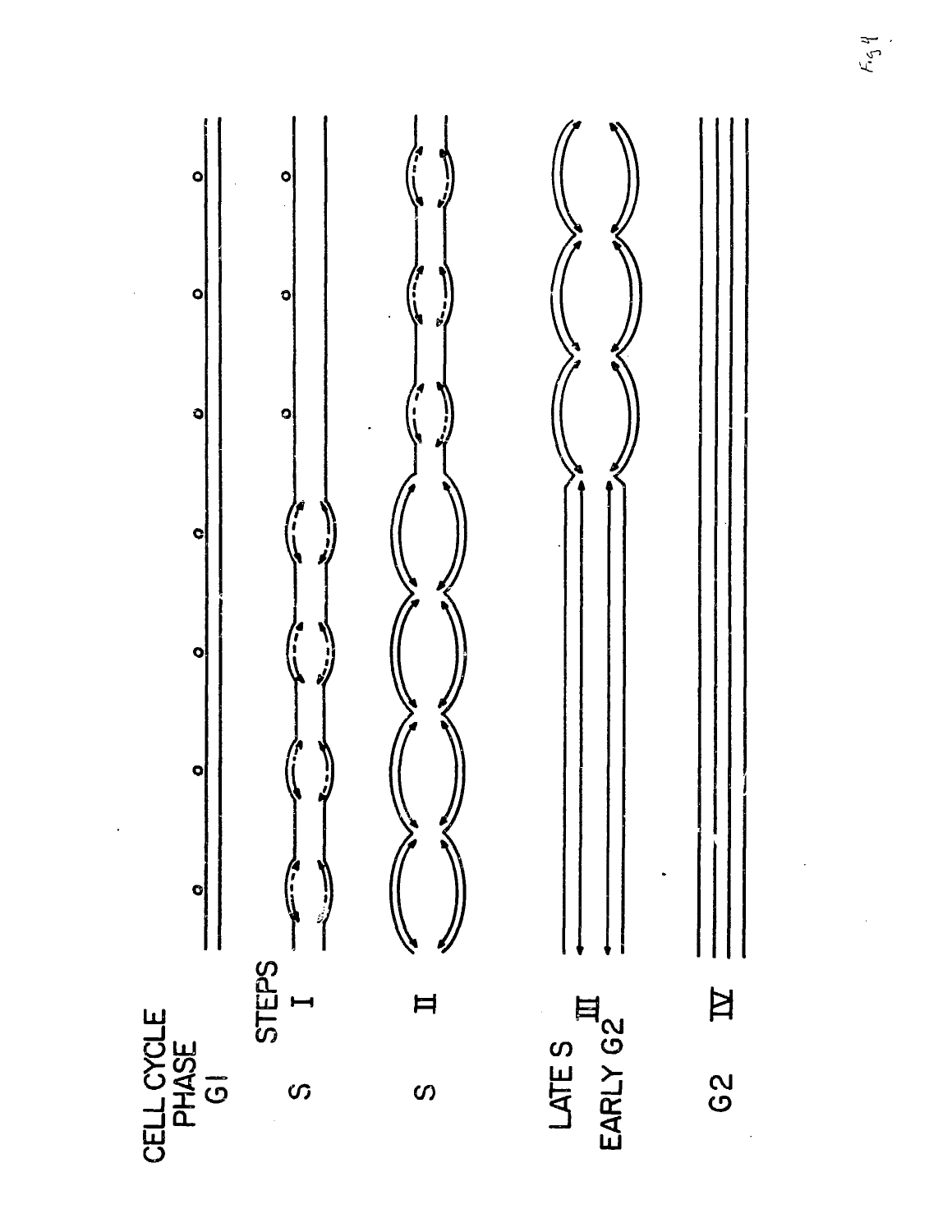CELL CYCLE PHASE

| CELL CYCLE PHASE | STEPS |
| --- | --- |
| G1 | |
| S | I |
| S | II |
| LATE S EARLY G2 | III |
| G2 | IV |

Fig 4.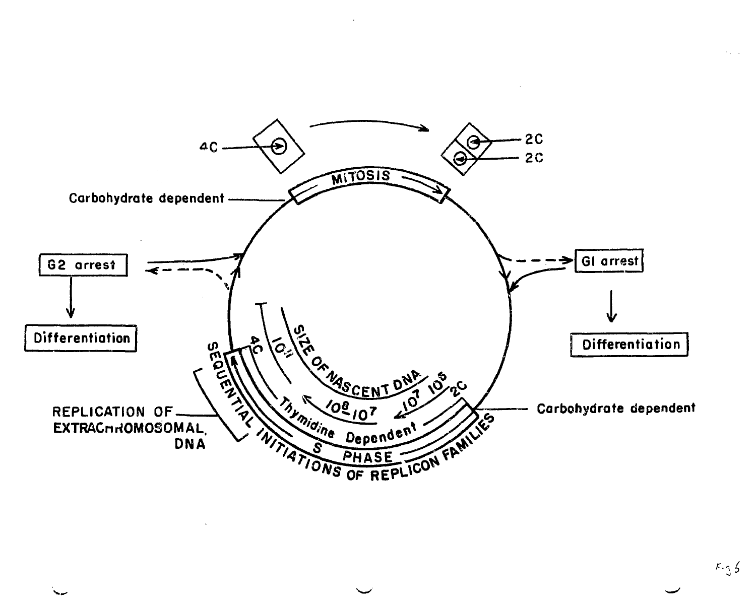4C

2C

2C

MITOSIS

Carbohydrate dependent

G2 arrest

Differentiation

G1 arrest

Differentiation

SIZE OF NASCENT DNA

$10^{11}$

$10^{8}$–$10^{7}$

$10^{7}$ $10^{5}$

4C

2C

Thymidine Dependent

S PHASE

SEQUENTIAL INITIATIONS OF REPLICON FAMILIES

REPLICATION OF EXTRACHROMOSOMAL DNA

Carbohydrate dependent

Fig 6